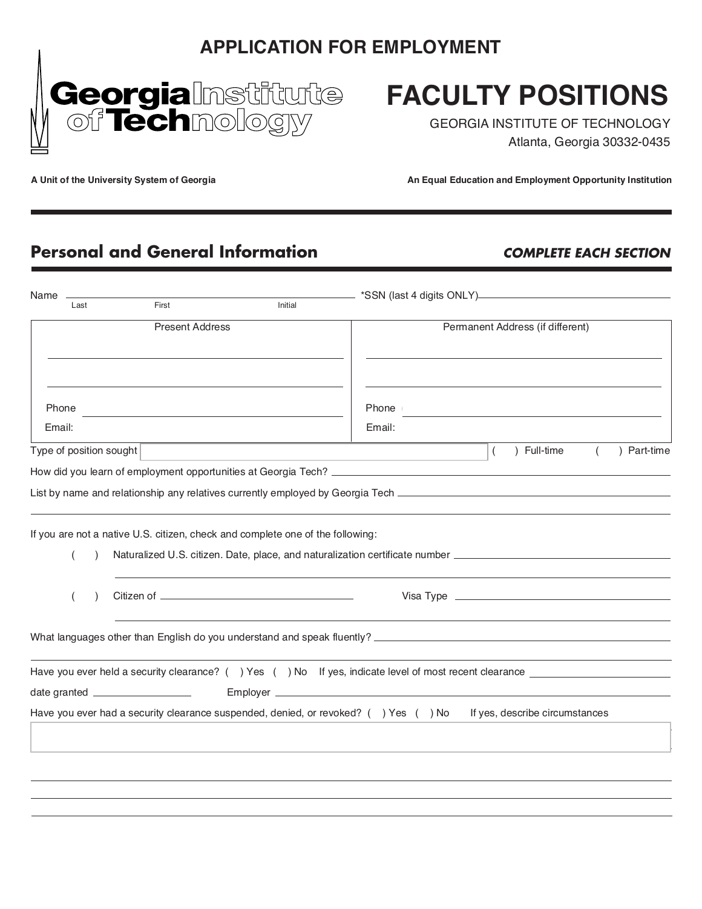# APPLICATION FOR EMPLOYMENT

Georgia Institute of Technology

# FACULTY POSITIONS

GEORGIA INSTITUTE OF TECHNOLOGY
Atlanta, Georgia 30332-0435

A Unit of the University System of Georgia

An Equal Education and Employment Opportunity Institution

## Personal and General Information

***COMPLETE EACH SECTION***

Name ______________________________________________ *SSN (last 4 digits ONLY) ____________

Last First Initial

| Present Address | Permanent Address (if different) |
|---|---|
| ______________________________ | ______________________________ |
| ______________________________ | ______________________________ |
| Phone ______________________ | Phone ______________________ |
| Email: | Email: |

Type of position sought ______________________ ( ) Full-time ( ) Part-time

How did you learn of employment opportunities at Georgia Tech? ______________________

List by name and relationship any relatives currently employed by Georgia Tech ______________________

If you are not a native U.S. citizen, check and complete one of the following:

( ) Naturalized U.S. citizen. Date, place, and naturalization certificate number ______________________

( ) Citizen of ______________________ Visa Type ______________________

What languages other than English do you understand and speak fluently? ______________________

Have you ever held a security clearance? ( ) Yes ( ) No If yes, indicate level of most recent clearance ______________

date granted ______________ Employer ______________________

Have you ever had a security clearance suspended, denied, or revoked? ( ) Yes ( ) No If yes, describe circumstances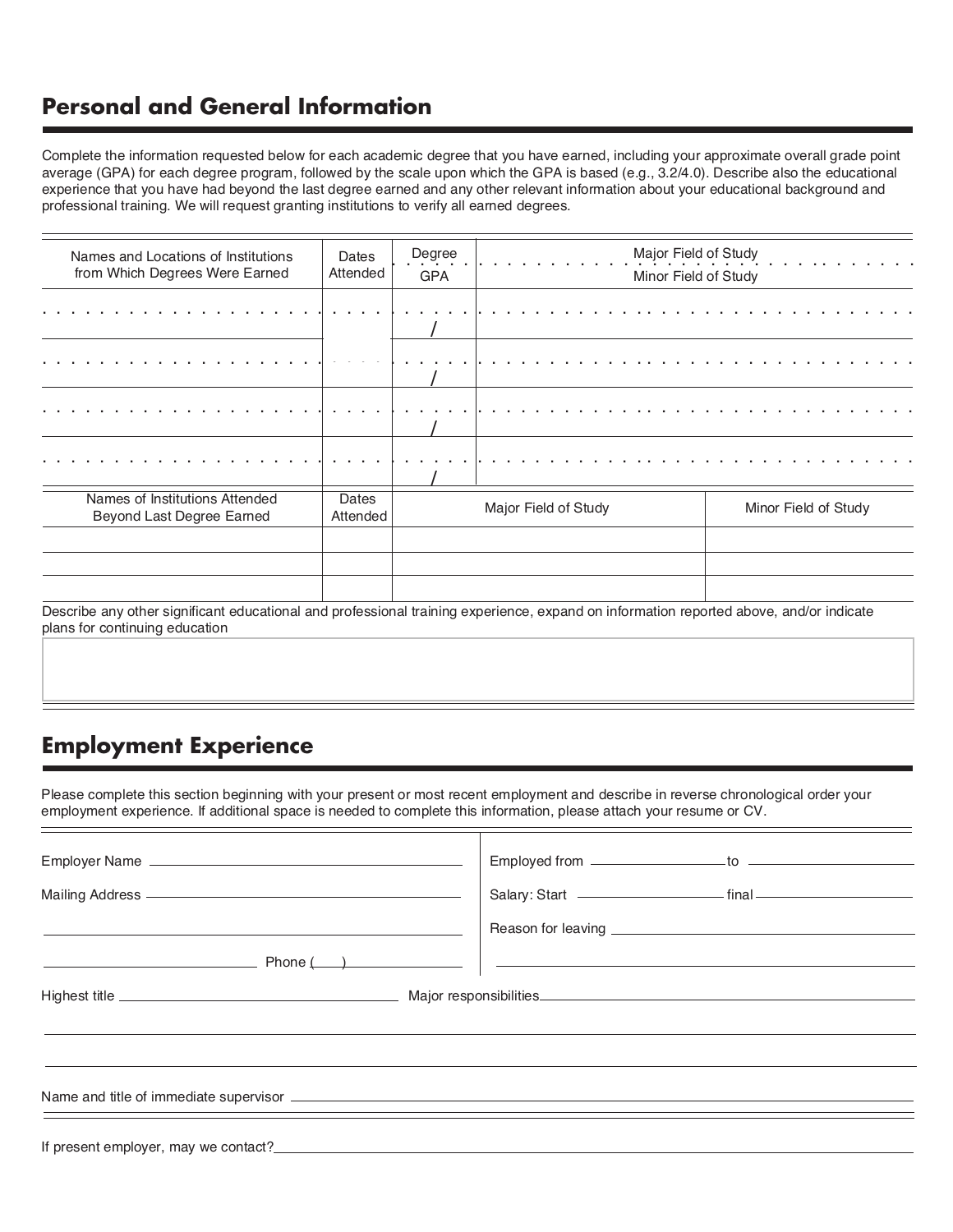## Personal and General Information

Complete the information requested below for each academic degree that you have earned, including your approximate overall grade point average (GPA) for each degree program, followed by the scale upon which the GPA is based (e.g., 3.2/4.0). Describe also the educational experience that you have had beyond the last degree earned and any other relevant information about your educational background and professional training. We will request granting institutions to verify all earned degrees.

| Names and Locations of Institutions from Which Degrees Were Earned | Dates Attended | Degree / GPA | Major Field of Study / Minor Field of Study |
|---|---|---|---|
| | | / | |
| | | / | |
| | | / | |
| | | / | |

| Names of Institutions Attended Beyond Last Degree Earned | Dates Attended | Major Field of Study | Minor Field of Study |
|---|---|---|---|
| | | | |
| | | | |
| | | | |

Describe any other significant educational and professional training experience, expand on information reported above, and/or indicate plans for continuing education

## Employment Experience

Please complete this section beginning with your present or most recent employment and describe in reverse chronological order your employment experience. If additional space is needed to complete this information, please attach your resume or CV.

Employer Name ______________________

Mailing Address ______________________

______________________

______________________ Phone (   ) ______________________

Employed from ______________ to ______________

Salary: Start ______________ final ______________

Reason for leaving ______________________

______________________

Highest title ______________________ Major responsibilities ______________________

______________________

______________________

Name and title of immediate supervisor ______________________

If present employer, may we contact? ______________________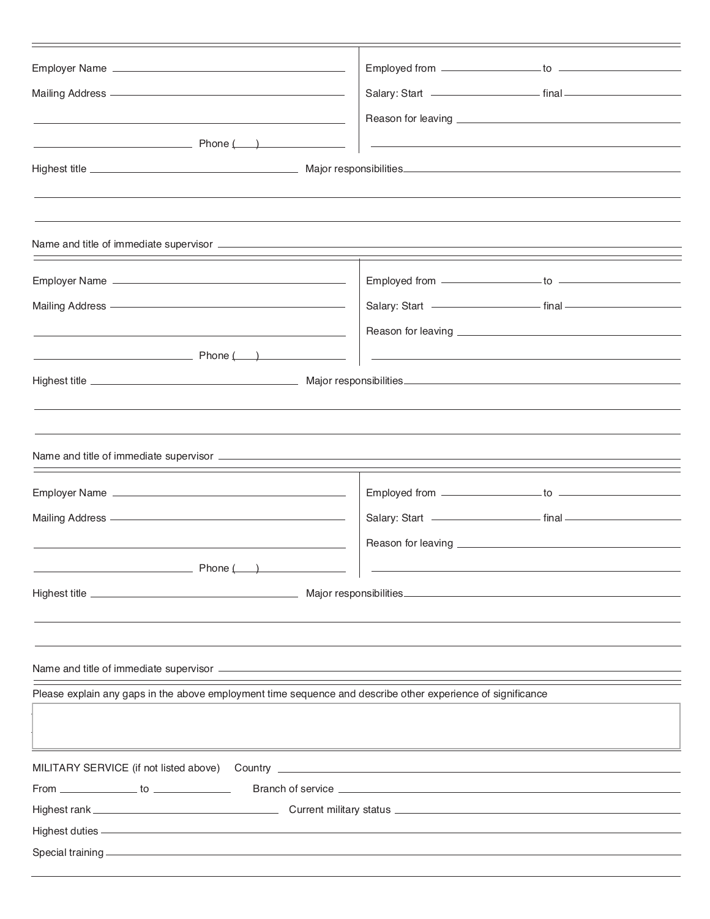Employer Name ______________________ Employed from ____________ to ____________

Mailing Address ______________________ Salary: Start ____________ final ____________

______________________ Reason for leaving ______________________

______________ Phone (___) __________ ______________________

Highest title ______________________ Major responsibilities ______________________

______________________________________________

______________________________________________

Name and title of immediate supervisor ______________________

---

Employer Name ______________________ Employed from ____________ to ____________

Mailing Address ______________________ Salary: Start ____________ final ____________

______________________ Reason for leaving ______________________

______________ Phone (___) __________ ______________________

Highest title ______________________ Major responsibilities ______________________

______________________________________________

______________________________________________

Name and title of immediate supervisor ______________________

---

Employer Name ______________________ Employed from ____________ to ____________

Mailing Address ______________________ Salary: Start ____________ final ____________

______________________ Reason for leaving ______________________

______________ Phone (___) __________ ______________________

Highest title ______________________ Major responsibilities ______________________

______________________________________________

______________________________________________

Name and title of immediate supervisor ______________________

---

Please explain any gaps in the above employment time sequence and describe other experience of significance

______________________________________________

---

MILITARY SERVICE (if not listed above) Country ______________________

From ____________ to ____________ Branch of service ______________________

Highest rank ______________________ Current military status ______________________

Highest duties ______________________

Special training ______________________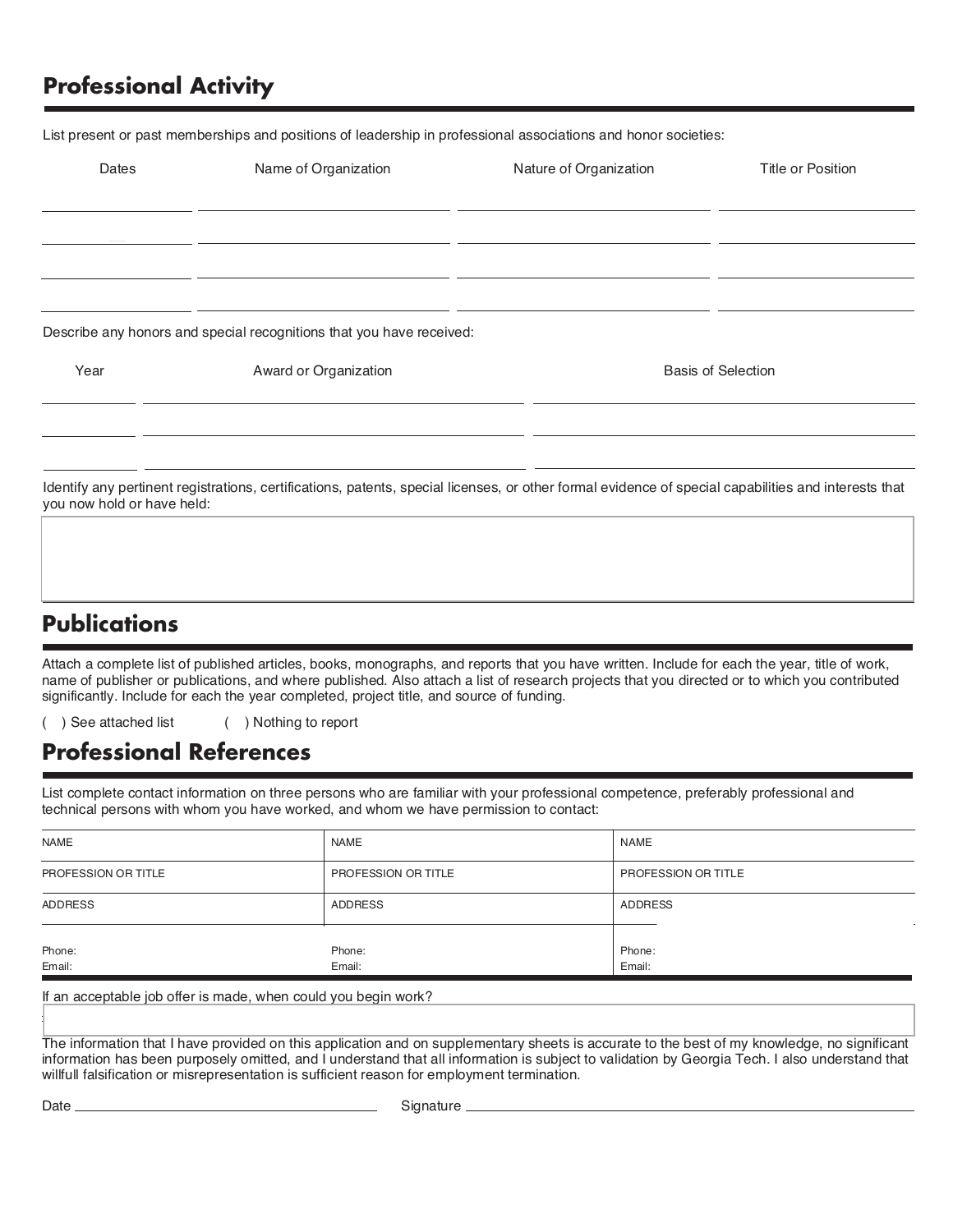## Professional Activity

List present or past memberships and positions of leadership in professional associations and honor societies:

| Dates | Name of Organization | Nature of Organization | Title or Position |
|---|---|---|---|
| | | | |
| | | | |
| | | | |
| | | | |

Describe any honors and special recognitions that you have received:

| Year | Award or Organization | Basis of Selection |
|---|---|---|
| | | |
| | | |
| | | |

Identify any pertinent registrations, certifications, patents, special licenses, or other formal evidence of special capabilities and interests that you now hold or have held:

## Publications

Attach a complete list of published articles, books, monographs, and reports that you have written. Include for each the year, title of work, name of publisher or publications, and where published. Also attach a list of research projects that you directed or to which you contributed significantly. Include for each the year completed, project title, and source of funding.

( ) See attached list     ( ) Nothing to report

## Professional References

List complete contact information on three persons who are familiar with your professional competence, preferably professional and technical persons with whom you have worked, and whom we have permission to contact:

| | | |
|---|---|---|
| NAME | NAME | NAME |
| PROFESSION OR TITLE | PROFESSION OR TITLE | PROFESSION OR TITLE |
| ADDRESS | ADDRESS | ADDRESS |
| Phone:<br>Email: | Phone:<br>Email: | Phone:<br>Email: |

If an acceptable job offer is made, when could you begin work?

The information that I have provided on this application and on supplementary sheets is accurate to the best of my knowledge, no significant information has been purposely omitted, and I understand that all information is subject to validation by Georgia Tech. I also understand that willfull falsification or misrepresentation is sufficient reason for employment termination.

Date ______________________ Signature ______________________